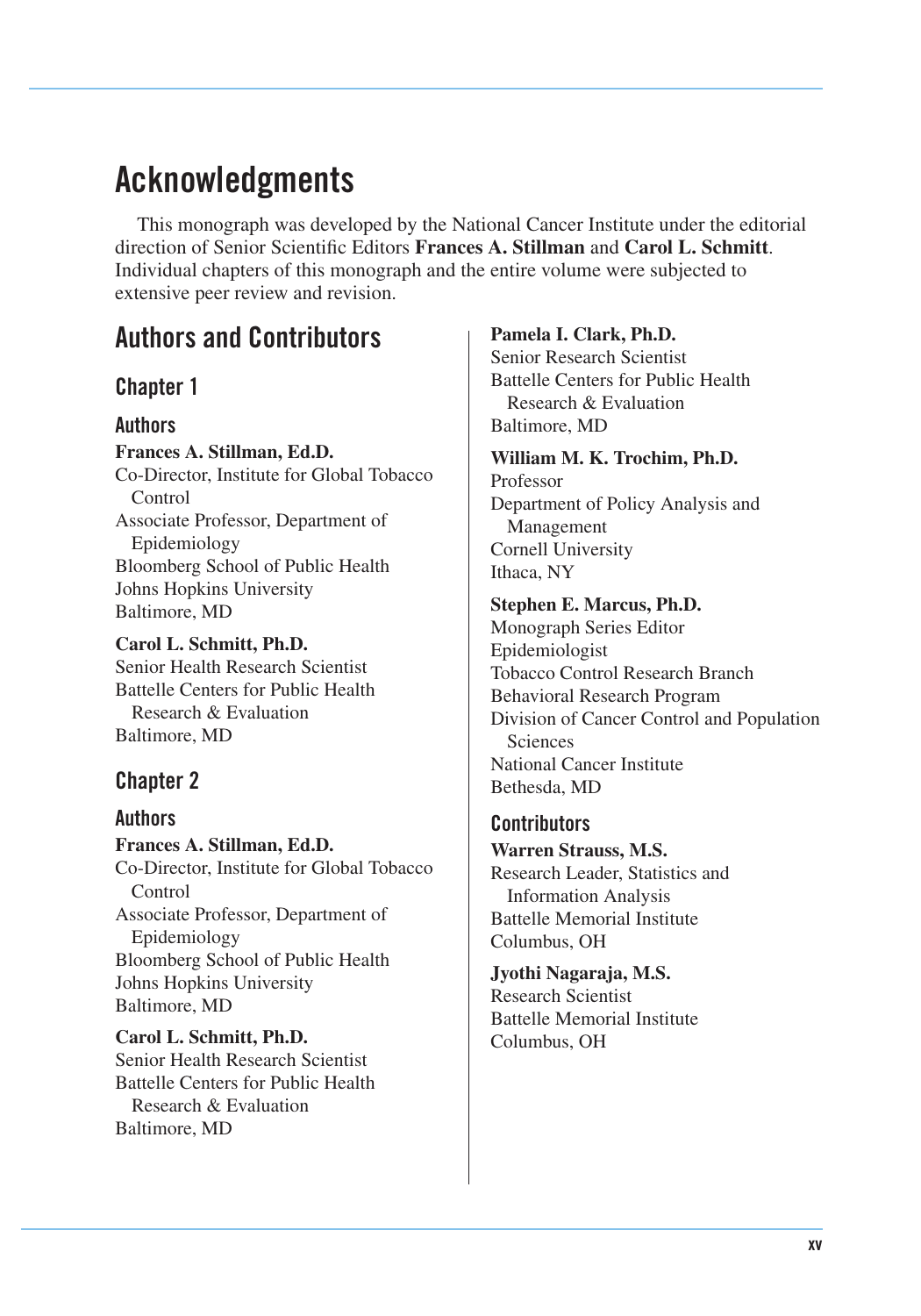# Acknowledgments

This monograph was developed by the National Cancer Institute under the editorial direction of Senior Scientific Editors **Frances A. Stillman** and **Carol L. Schmitt**. Individual chapters of this monograph and the entire volume were subjected to extensive peer review and revision.

## Authors and Contributors

### Chapter 1

#### Authors

**Frances A. Stillman, Ed.D.**
Co-Director, Institute for Global Tobacco Control
Associate Professor, Department of Epidemiology
Bloomberg School of Public Health
Johns Hopkins University
Baltimore, MD

**Carol L. Schmitt, Ph.D.**
Senior Health Research Scientist
Battelle Centers for Public Health Research & Evaluation
Baltimore, MD

### Chapter 2

#### Authors

**Frances A. Stillman, Ed.D.**
Co-Director, Institute for Global Tobacco Control
Associate Professor, Department of Epidemiology
Bloomberg School of Public Health
Johns Hopkins University
Baltimore, MD

**Carol L. Schmitt, Ph.D.**
Senior Health Research Scientist
Battelle Centers for Public Health Research & Evaluation
Baltimore, MD

**Pamela I. Clark, Ph.D.**
Senior Research Scientist
Battelle Centers for Public Health Research & Evaluation
Baltimore, MD

**William M. K. Trochim, Ph.D.**
Professor
Department of Policy Analysis and Management
Cornell University
Ithaca, NY

**Stephen E. Marcus, Ph.D.**
Monograph Series Editor
Epidemiologist
Tobacco Control Research Branch
Behavioral Research Program
Division of Cancer Control and Population Sciences
National Cancer Institute
Bethesda, MD

#### Contributors

**Warren Strauss, M.S.**
Research Leader, Statistics and Information Analysis
Battelle Memorial Institute
Columbus, OH

**Jyothi Nagaraja, M.S.**
Research Scientist
Battelle Memorial Institute
Columbus, OH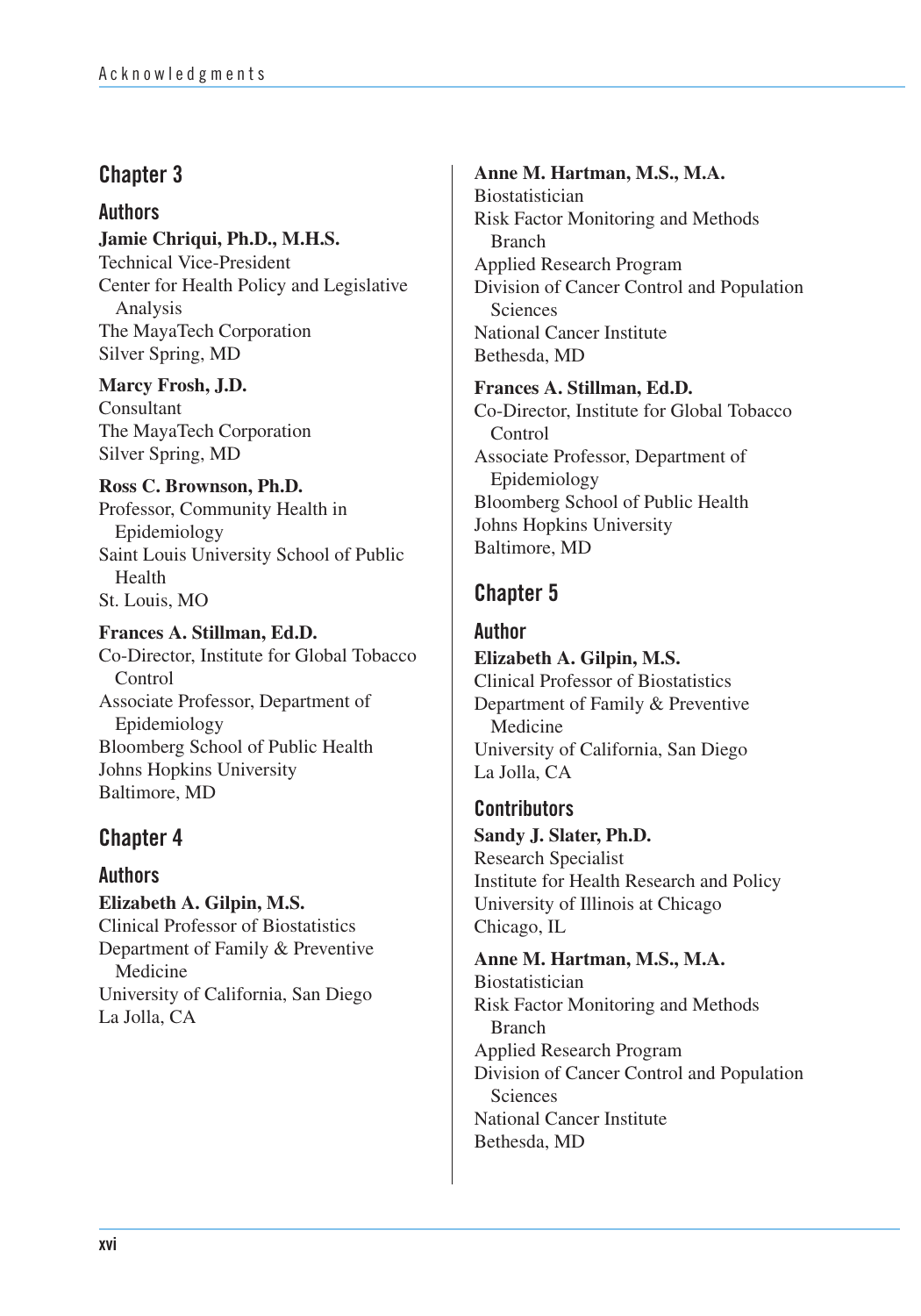## Chapter 3

### Authors

**Jamie Chriqui, Ph.D., M.H.S.**
Technical Vice-President
Center for Health Policy and Legislative Analysis
The MayaTech Corporation
Silver Spring, MD

**Marcy Frosh, J.D.**
Consultant
The MayaTech Corporation
Silver Spring, MD

**Ross C. Brownson, Ph.D.**
Professor, Community Health in Epidemiology
Saint Louis University School of Public Health
St. Louis, MO

**Frances A. Stillman, Ed.D.**
Co-Director, Institute for Global Tobacco Control
Associate Professor, Department of Epidemiology
Bloomberg School of Public Health
Johns Hopkins University
Baltimore, MD

## Chapter 4

### Authors

**Elizabeth A. Gilpin, M.S.**
Clinical Professor of Biostatistics
Department of Family & Preventive Medicine
University of California, San Diego
La Jolla, CA

**Anne M. Hartman, M.S., M.A.**
Biostatistician
Risk Factor Monitoring and Methods Branch
Applied Research Program
Division of Cancer Control and Population Sciences
National Cancer Institute
Bethesda, MD

**Frances A. Stillman, Ed.D.**
Co-Director, Institute for Global Tobacco Control
Associate Professor, Department of Epidemiology
Bloomberg School of Public Health
Johns Hopkins University
Baltimore, MD

## Chapter 5

### Author

**Elizabeth A. Gilpin, M.S.**
Clinical Professor of Biostatistics
Department of Family & Preventive Medicine
University of California, San Diego
La Jolla, CA

### Contributors

**Sandy J. Slater, Ph.D.**
Research Specialist
Institute for Health Research and Policy
University of Illinois at Chicago
Chicago, IL

**Anne M. Hartman, M.S., M.A.**
Biostatistician
Risk Factor Monitoring and Methods Branch
Applied Research Program
Division of Cancer Control and Population Sciences
National Cancer Institute
Bethesda, MD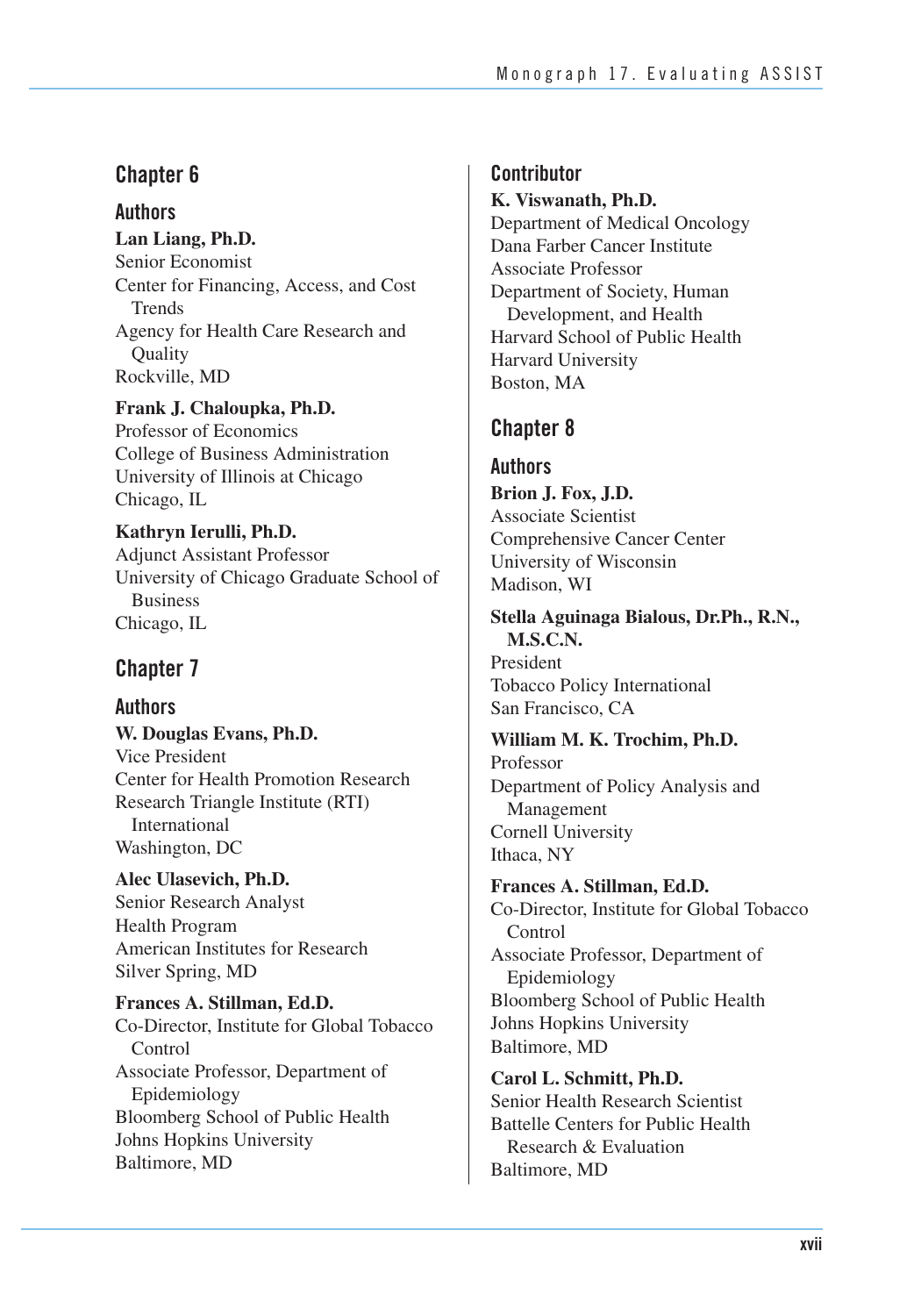## Chapter 6

### Authors

**Lan Liang, Ph.D.**
Senior Economist
Center for Financing, Access, and Cost Trends
Agency for Health Care Research and Quality
Rockville, MD

**Frank J. Chaloupka, Ph.D.**
Professor of Economics
College of Business Administration
University of Illinois at Chicago
Chicago, IL

**Kathryn Ierulli, Ph.D.**
Adjunct Assistant Professor
University of Chicago Graduate School of Business
Chicago, IL

## Chapter 7

### Authors

**W. Douglas Evans, Ph.D.**
Vice President
Center for Health Promotion Research
Research Triangle Institute (RTI) International
Washington, DC

**Alec Ulasevich, Ph.D.**
Senior Research Analyst
Health Program
American Institutes for Research
Silver Spring, MD

**Frances A. Stillman, Ed.D.**
Co-Director, Institute for Global Tobacco Control
Associate Professor, Department of Epidemiology
Bloomberg School of Public Health
Johns Hopkins University
Baltimore, MD

### Contributor

**K. Viswanath, Ph.D.**
Department of Medical Oncology
Dana Farber Cancer Institute
Associate Professor
Department of Society, Human Development, and Health
Harvard School of Public Health
Harvard University
Boston, MA

## Chapter 8

### Authors

**Brion J. Fox, J.D.**
Associate Scientist
Comprehensive Cancer Center
University of Wisconsin
Madison, WI

**Stella Aguinaga Bialous, Dr.Ph., R.N., M.S.C.N.**
President
Tobacco Policy International
San Francisco, CA

**William M. K. Trochim, Ph.D.**
Professor
Department of Policy Analysis and Management
Cornell University
Ithaca, NY

**Frances A. Stillman, Ed.D.**
Co-Director, Institute for Global Tobacco Control
Associate Professor, Department of Epidemiology
Bloomberg School of Public Health
Johns Hopkins University
Baltimore, MD

**Carol L. Schmitt, Ph.D.**
Senior Health Research Scientist
Battelle Centers for Public Health Research & Evaluation
Baltimore, MD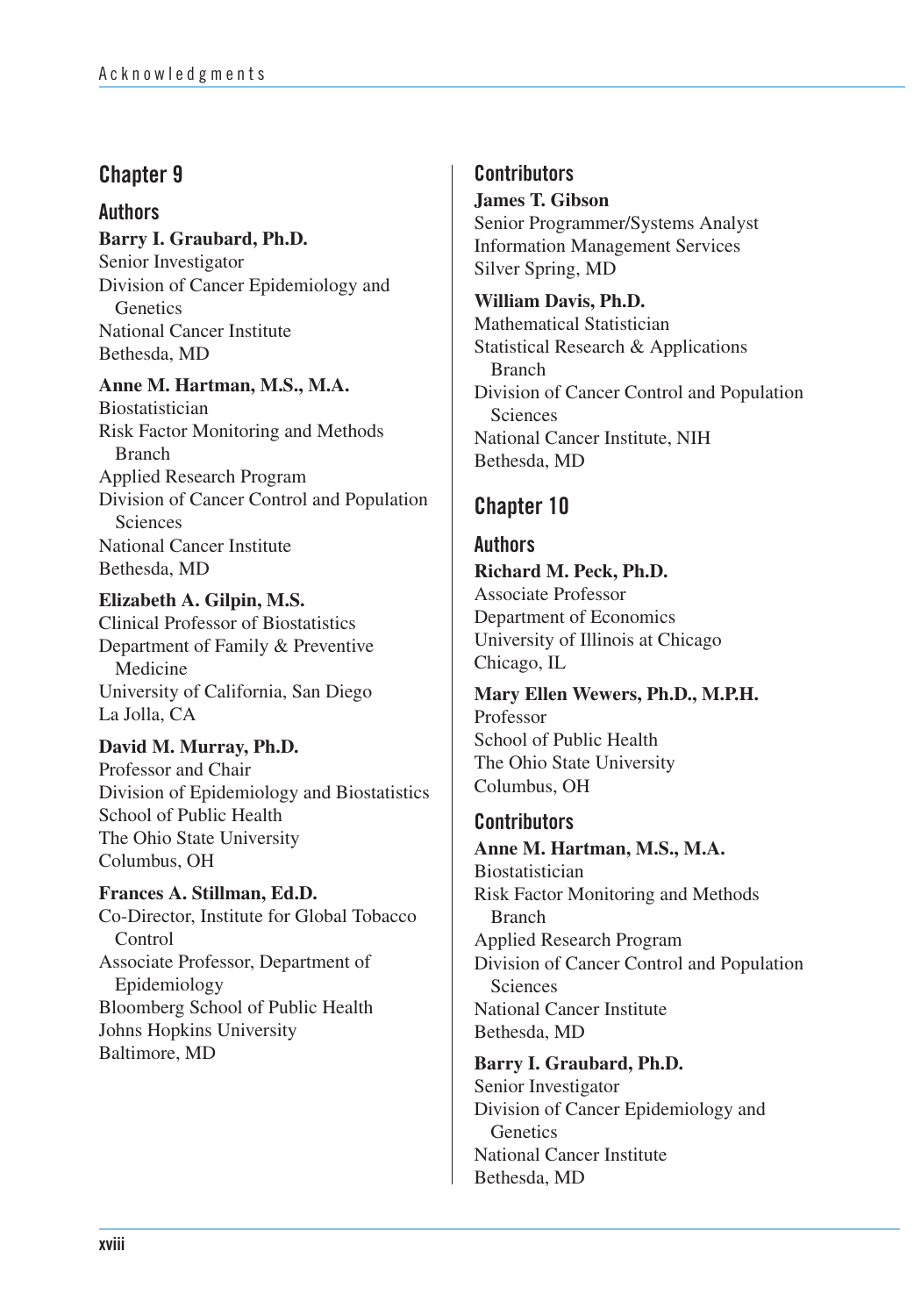## Chapter 9

### Authors

**Barry I. Graubard, Ph.D.**
Senior Investigator
Division of Cancer Epidemiology and Genetics
National Cancer Institute
Bethesda, MD

**Anne M. Hartman, M.S., M.A.**
Biostatistician
Risk Factor Monitoring and Methods Branch
Applied Research Program
Division of Cancer Control and Population Sciences
National Cancer Institute
Bethesda, MD

**Elizabeth A. Gilpin, M.S.**
Clinical Professor of Biostatistics
Department of Family & Preventive Medicine
University of California, San Diego
La Jolla, CA

**David M. Murray, Ph.D.**
Professor and Chair
Division of Epidemiology and Biostatistics
School of Public Health
The Ohio State University
Columbus, OH

**Frances A. Stillman, Ed.D.**
Co-Director, Institute for Global Tobacco Control
Associate Professor, Department of Epidemiology
Bloomberg School of Public Health
Johns Hopkins University
Baltimore, MD

### Contributors

**James T. Gibson**
Senior Programmer/Systems Analyst
Information Management Services
Silver Spring, MD

**William Davis, Ph.D.**
Mathematical Statistician
Statistical Research & Applications Branch
Division of Cancer Control and Population Sciences
National Cancer Institute, NIH
Bethesda, MD

## Chapter 10

### Authors

**Richard M. Peck, Ph.D.**
Associate Professor
Department of Economics
University of Illinois at Chicago
Chicago, IL

**Mary Ellen Wewers, Ph.D., M.P.H.**
Professor
School of Public Health
The Ohio State University
Columbus, OH

### Contributors

**Anne M. Hartman, M.S., M.A.**
Biostatistician
Risk Factor Monitoring and Methods Branch
Applied Research Program
Division of Cancer Control and Population Sciences
National Cancer Institute
Bethesda, MD

**Barry I. Graubard, Ph.D.**
Senior Investigator
Division of Cancer Epidemiology and Genetics
National Cancer Institute
Bethesda, MD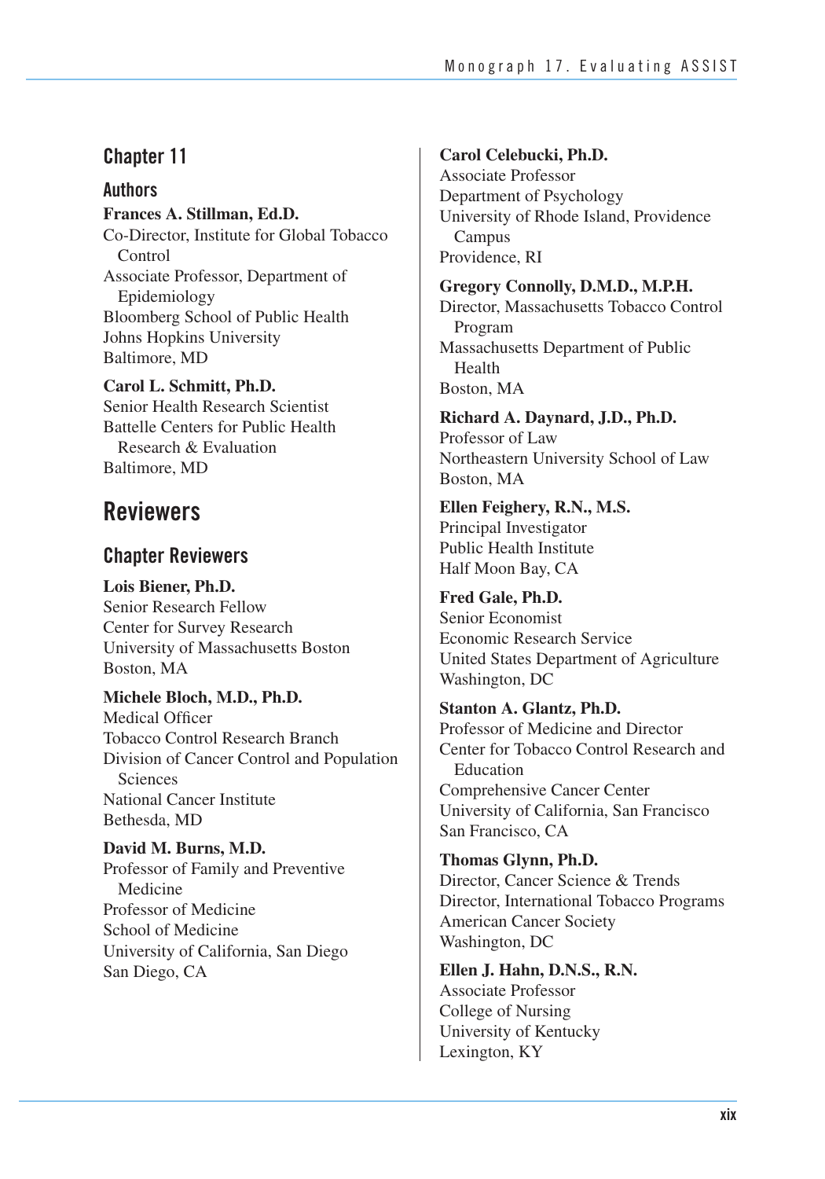## Chapter 11

### Authors

**Frances A. Stillman, Ed.D.**
Co-Director, Institute for Global Tobacco Control
Associate Professor, Department of Epidemiology
Bloomberg School of Public Health
Johns Hopkins University
Baltimore, MD

**Carol L. Schmitt, Ph.D.**
Senior Health Research Scientist
Battelle Centers for Public Health Research & Evaluation
Baltimore, MD

# Reviewers

## Chapter Reviewers

**Lois Biener, Ph.D.**
Senior Research Fellow
Center for Survey Research
University of Massachusetts Boston
Boston, MA

**Michele Bloch, M.D., Ph.D.**
Medical Officer
Tobacco Control Research Branch
Division of Cancer Control and Population Sciences
National Cancer Institute
Bethesda, MD

**David M. Burns, M.D.**
Professor of Family and Preventive Medicine
Professor of Medicine
School of Medicine
University of California, San Diego
San Diego, CA

**Carol Celebucki, Ph.D.**
Associate Professor
Department of Psychology
University of Rhode Island, Providence Campus
Providence, RI

**Gregory Connolly, D.M.D., M.P.H.**
Director, Massachusetts Tobacco Control Program
Massachusetts Department of Public Health
Boston, MA

**Richard A. Daynard, J.D., Ph.D.**
Professor of Law
Northeastern University School of Law
Boston, MA

**Ellen Feighery, R.N., M.S.**
Principal Investigator
Public Health Institute
Half Moon Bay, CA

**Fred Gale, Ph.D.**
Senior Economist
Economic Research Service
United States Department of Agriculture
Washington, DC

**Stanton A. Glantz, Ph.D.**
Professor of Medicine and Director
Center for Tobacco Control Research and Education
Comprehensive Cancer Center
University of California, San Francisco
San Francisco, CA

**Thomas Glynn, Ph.D.**
Director, Cancer Science & Trends
Director, International Tobacco Programs
American Cancer Society
Washington, DC

**Ellen J. Hahn, D.N.S., R.N.**
Associate Professor
College of Nursing
University of Kentucky
Lexington, KY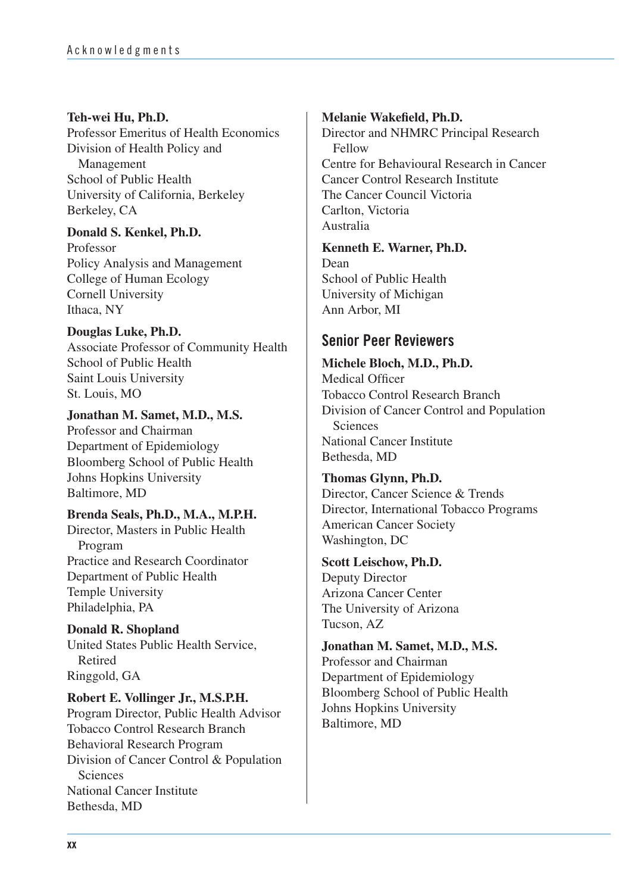**Teh-wei Hu, Ph.D.**
Professor Emeritus of Health Economics
Division of Health Policy and Management
School of Public Health
University of California, Berkeley
Berkeley, CA

**Donald S. Kenkel, Ph.D.**
Professor
Policy Analysis and Management
College of Human Ecology
Cornell University
Ithaca, NY

**Douglas Luke, Ph.D.**
Associate Professor of Community Health
School of Public Health
Saint Louis University
St. Louis, MO

**Jonathan M. Samet, M.D., M.S.**
Professor and Chairman
Department of Epidemiology
Bloomberg School of Public Health
Johns Hopkins University
Baltimore, MD

**Brenda Seals, Ph.D., M.A., M.P.H.**
Director, Masters in Public Health Program
Practice and Research Coordinator
Department of Public Health
Temple University
Philadelphia, PA

**Donald R. Shopland**
United States Public Health Service, Retired
Ringgold, GA

**Robert E. Vollinger Jr., M.S.P.H.**
Program Director, Public Health Advisor
Tobacco Control Research Branch
Behavioral Research Program
Division of Cancer Control & Population Sciences
National Cancer Institute
Bethesda, MD

**Melanie Wakefield, Ph.D.**
Director and NHMRC Principal Research Fellow
Centre for Behavioural Research in Cancer
Cancer Control Research Institute
The Cancer Council Victoria
Carlton, Victoria
Australia

**Kenneth E. Warner, Ph.D.**
Dean
School of Public Health
University of Michigan
Ann Arbor, MI

## Senior Peer Reviewers

**Michele Bloch, M.D., Ph.D.**
Medical Officer
Tobacco Control Research Branch
Division of Cancer Control and Population Sciences
National Cancer Institute
Bethesda, MD

**Thomas Glynn, Ph.D.**
Director, Cancer Science & Trends
Director, International Tobacco Programs
American Cancer Society
Washington, DC

**Scott Leischow, Ph.D.**
Deputy Director
Arizona Cancer Center
The University of Arizona
Tucson, AZ

**Jonathan M. Samet, M.D., M.S.**
Professor and Chairman
Department of Epidemiology
Bloomberg School of Public Health
Johns Hopkins University
Baltimore, MD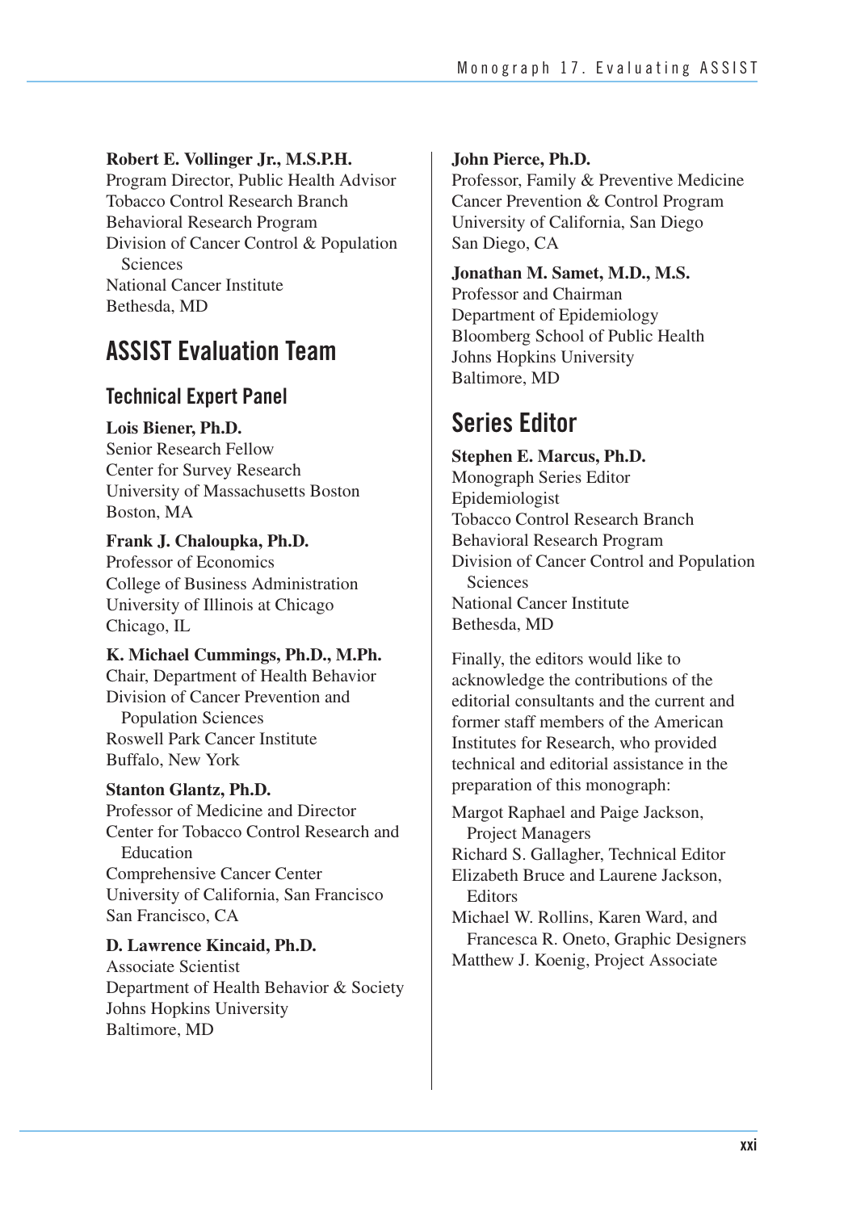**Robert E. Vollinger Jr., M.S.P.H.**
Program Director, Public Health Advisor
Tobacco Control Research Branch
Behavioral Research Program
Division of Cancer Control & Population Sciences
National Cancer Institute
Bethesda, MD

## ASSIST Evaluation Team

### Technical Expert Panel

**Lois Biener, Ph.D.**
Senior Research Fellow
Center for Survey Research
University of Massachusetts Boston
Boston, MA

**Frank J. Chaloupka, Ph.D.**
Professor of Economics
College of Business Administration
University of Illinois at Chicago
Chicago, IL

**K. Michael Cummings, Ph.D., M.Ph.**
Chair, Department of Health Behavior
Division of Cancer Prevention and Population Sciences
Roswell Park Cancer Institute
Buffalo, New York

**Stanton Glantz, Ph.D.**
Professor of Medicine and Director
Center for Tobacco Control Research and Education
Comprehensive Cancer Center
University of California, San Francisco
San Francisco, CA

**D. Lawrence Kincaid, Ph.D.**
Associate Scientist
Department of Health Behavior & Society
Johns Hopkins University
Baltimore, MD

**John Pierce, Ph.D.**
Professor, Family & Preventive Medicine
Cancer Prevention & Control Program
University of California, San Diego
San Diego, CA

**Jonathan M. Samet, M.D., M.S.**
Professor and Chairman
Department of Epidemiology
Bloomberg School of Public Health
Johns Hopkins University
Baltimore, MD

## Series Editor

**Stephen E. Marcus, Ph.D.**
Monograph Series Editor
Epidemiologist
Tobacco Control Research Branch
Behavioral Research Program
Division of Cancer Control and Population Sciences
National Cancer Institute
Bethesda, MD

Finally, the editors would like to acknowledge the contributions of the editorial consultants and the current and former staff members of the American Institutes for Research, who provided technical and editorial assistance in the preparation of this monograph:

Margot Raphael and Paige Jackson, Project Managers
Richard S. Gallagher, Technical Editor
Elizabeth Bruce and Laurene Jackson, Editors
Michael W. Rollins, Karen Ward, and Francesca R. Oneto, Graphic Designers
Matthew J. Koenig, Project Associate